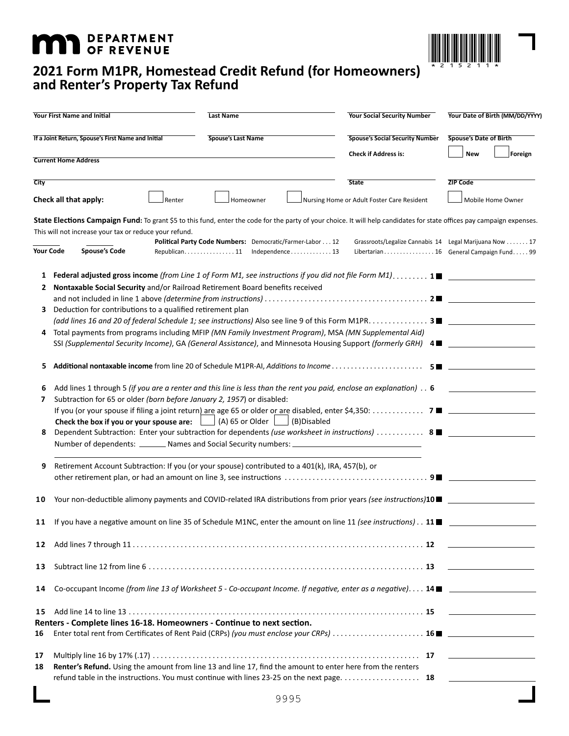**DEPARTMENT OF REVENUE**

# 2021 Form M1PR, Homestead Credit Refund (for Homeowners) and Renter's Property Tax Refund

\* 2 1 5 2 1 1 \*

| Your First Name and Initial | Last Name | Your Social Security Number | Your Date of Birth (MM/DD/YYYY) |
|---|---|---|---|
| If a Joint Return, Spouse's First Name and Initial | Spouse's Last Name | Spouse's Social Security Number | Spouse's Date of Birth |
| Current Home Address | | Check if Address is: | ☐ New ☐ Foreign |
| City | | State | ZIP Code |

**Check all that apply:** ☐ Renter ☐ Homeowner ☐ Nursing Home or Adult Foster Care Resident ☐ Mobile Home Owner

**State Elections Campaign Fund:** To grant $5 to this fund, enter the code for the party of your choice. It will help candidates for state offices pay campaign expenses. This will not increase your tax or reduce your refund.

**Your Code** ______ **Spouse's Code** ______

**Political Party Code Numbers:**

| | | | |
|---|---|---|---|
| Republican . . . 11 | Democratic/Farmer-Labor . . . 12 | Independence . . . 13 | Grassroots/Legalize Cannabis 14 |
| Libertarian . . . 16 | Legal Marijuana Now . . . 17 | General Campaign Fund . . . 99 | |

1. **Federal adjusted gross income** *(from Line 1 of Form M1, see instructions if you did not file Form M1)* . . . . . . . . . **1** ______
2. **Nontaxable Social Security** and/or Railroad Retirement Board benefits received and not included in line 1 above *(determine from instructions)* . . . . . . . . . **2** ______
3. Deduction for contributions to a qualified retirement plan *(add lines 16 and 20 of federal Schedule 1; see instructions)* Also see line 9 of this Form M1PR. . . . . . . . . **3** ______
4. Total payments from programs including MFIP *(MN Family Investment Program)*, MSA *(MN Supplemental Aid)* SSI *(Supplemental Security Income)*, GA *(General Assistance)*, and Minnesota Housing Support *(formerly GRH)* **4** ______
5. **Additional nontaxable income** from line 20 of Schedule M1PR-AI, *Additions to Income* . . . . . . . . . **5** ______
6. Add lines 1 through 5 *(if you are a renter and this line is less than the rent you paid, enclose an explanation)* . . **6** ______
7. Subtraction for 65 or older *(born before January 2, 1957)* or disabled: If you (or your spouse if filing a joint return) are age 65 or older or are disabled, enter $4,350: . . . . . . . . . **7** ______
   **Check the box if you or your spouse are:** ☐ (A) 65 or Older ☐ (B)Disabled
8. Dependent Subtraction: Enter your subtraction for dependents *(use worksheet in instructions)* . . . . . . . . . **8** ______
   Number of dependents: ______ Names and Social Security numbers: ______
9. Retirement Account Subtraction: If you (or your spouse) contributed to a 401(k), IRA, 457(b), or other retirement plan, or had an amount on line 3, see instructions . . . . . . . . . **9** ______
10. Your non-deductible alimony payments and COVID-related IRA distributions from prior years *(see instructions)* **10** ______
11. If you have a negative amount on line 35 of Schedule M1NC, enter the amount on line 11 *(see instructions)* . . **11** ______
12. Add lines 7 through 11 . . . . . . . . . **12** ______
13. Subtract line 12 from line 6 . . . . . . . . . **13** ______
14. Co-occupant Income *(from line 13 of Worksheet 5 - Co-occupant Income. If negative, enter as a negative)*. . . . **14** ______
15. Add line 14 to line 13 . . . . . . . . . **15** ______

**Renters - Complete lines 16-18. Homeowners - Continue to next section.**

16. Enter total rent from Certificates of Rent Paid (CRPs) *(you must enclose your CRPs)* . . . . . . . . . **16** ______
17. Multiply line 16 by 17% (.17) . . . . . . . . . **17** ______
18. **Renter's Refund.** Using the amount from line 13 and line 17, find the amount to enter here from the renters refund table in the instructions. You must continue with lines 23-25 on the next page. . . . . . . . . **18** ______

9995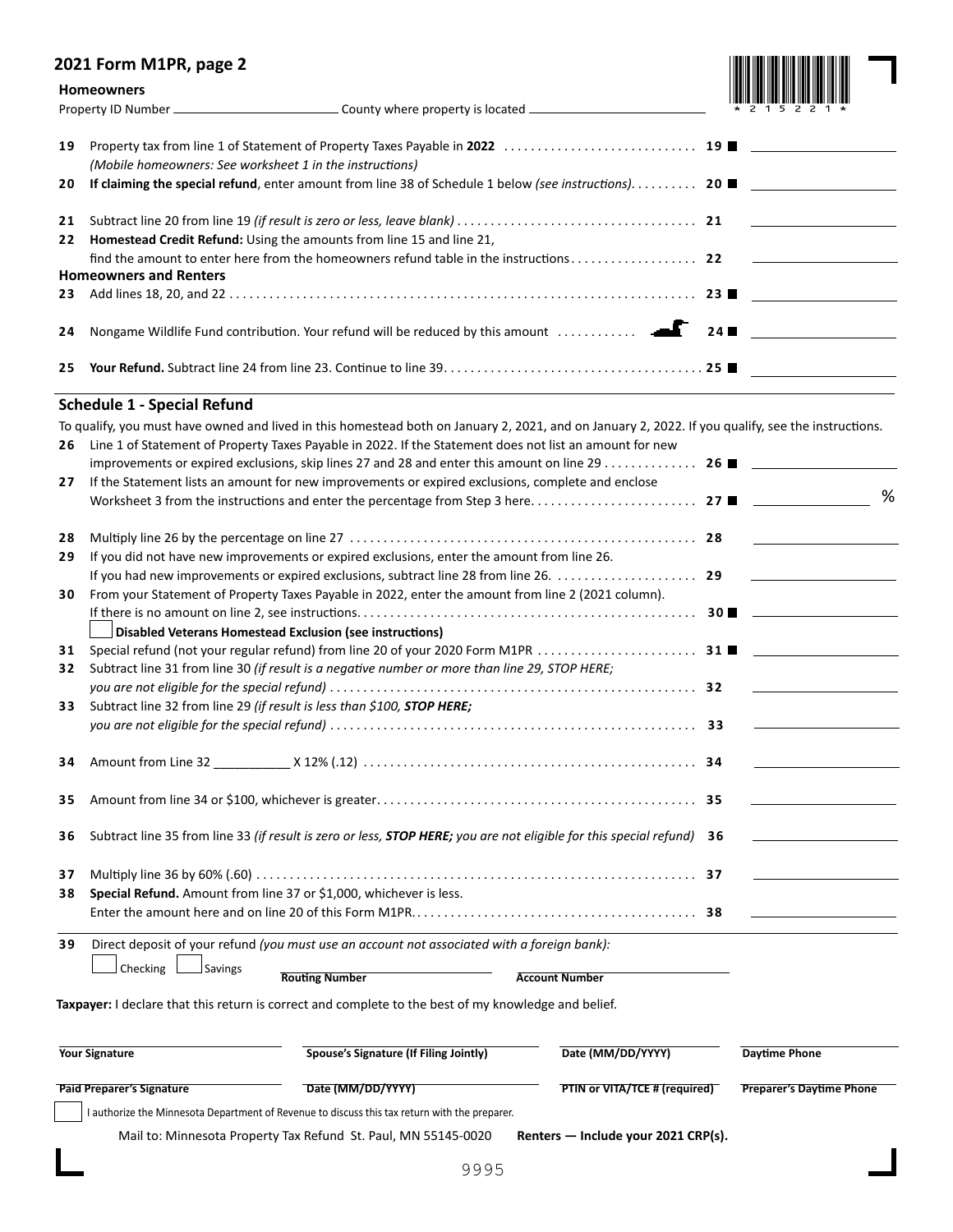## 2021 Form M1PR, page 2

### Homeowners

Property ID Number ____________________ County where property is located ____________________

19 Property tax from line 1 of Statement of Property Taxes Payable in **2022** .................... 19 ■ ____________
*(Mobile homeowners: See worksheet 1 in the instructions)*

20 **If claiming the special refund**, enter amount from line 38 of Schedule 1 below *(see instructions)*.......... 20 ■ ____________

21 Subtract line 20 from line 19 *(if result is zero or less, leave blank)* .................... 21 ____________

22 **Homestead Credit Refund:** Using the amounts from line 15 and line 21, find the amount to enter here from the homeowners refund table in the instructions.................. 22 ____________

### Homeowners and Renters

23 Add lines 18, 20, and 22 .................... 23 ■ ____________

24 Nongame Wildlife Fund contribution. Your refund will be reduced by this amount ............ 24 ■ ____________

25 **Your Refund.** Subtract line 24 from line 23. Continue to line 39.................... 25 ■ ____________

### Schedule 1 - Special Refund

To qualify, you must have owned and lived in this homestead both on January 2, 2021, and on January 2, 2022. If you qualify, see the instructions.

26 Line 1 of Statement of Property Taxes Payable in 2022. If the Statement does not list an amount for new improvements or expired exclusions, skip lines 27 and 28 and enter this amount on line 29 ............. 26 ■ ____________

27 If the Statement lists an amount for new improvements or expired exclusions, complete and enclose Worksheet 3 from the instructions and enter the percentage from Step 3 here........................ 27 ■ ____________ %

28 Multiply line 26 by the percentage on line 27 .................... 28 ____________

29 If you did not have new improvements or expired exclusions, enter the amount from line 26. If you had new improvements or expired exclusions, subtract line 28 from line 26. .................... 29 ____________

30 From your Statement of Property Taxes Payable in 2022, enter the amount from line 2 (2021 column). If there is no amount on line 2, see instructions.................... 30 ■ ____________

☐ **Disabled Veterans Homestead Exclusion (see instructions)**

31 Special refund (not your regular refund) from line 20 of your 2020 Form M1PR .................... 31 ■ ____________

32 Subtract line 31 from line 30 *(if result is a negative number or more than line 29, STOP HERE; you are not eligible for the special refund)* .................... 32 ____________

33 Subtract line 32 from line 29 *(if result is less than $100,* ***STOP HERE;*** *you are not eligible for the special refund)* .................... 33 ____________

34 Amount from Line 32 __________ X 12% (.12) .................... 34 ____________

35 Amount from line 34 or $100, whichever is greater.................... 35 ____________

36 Subtract line 35 from line 33 *(if result is zero or less,* ***STOP HERE;*** *you are not eligible for this special refund)* 36 ____________

37 Multiply line 36 by 60% (.60) .................... 37 ____________

38 **Special Refund.** Amount from line 37 or $1,000, whichever is less. Enter the amount here and on line 20 of this Form M1PR.................... 38 ____________

39 Direct deposit of your refund *(you must use an account not associated with a foreign bank):*

☐ Checking ☐ Savings **Routing Number** ____________ **Account Number** ____________

**Taxpayer:** I declare that this return is correct and complete to the best of my knowledge and belief.

| **Your Signature** | **Spouse's Signature (If Filing Jointly)** | **Date (MM/DD/YYYY)** | **Daytime Phone** |
|---|---|---|---|
| **Paid Preparer's Signature** | **Date (MM/DD/YYYY)** | **PTIN or VITA/TCE # (required)** | **Preparer's Daytime Phone** |

☐ I authorize the Minnesota Department of Revenue to discuss this tax return with the preparer.

Mail to: Minnesota Property Tax Refund St. Paul, MN 55145-0020 **Renters — Include your 2021 CRP(s).**

9995